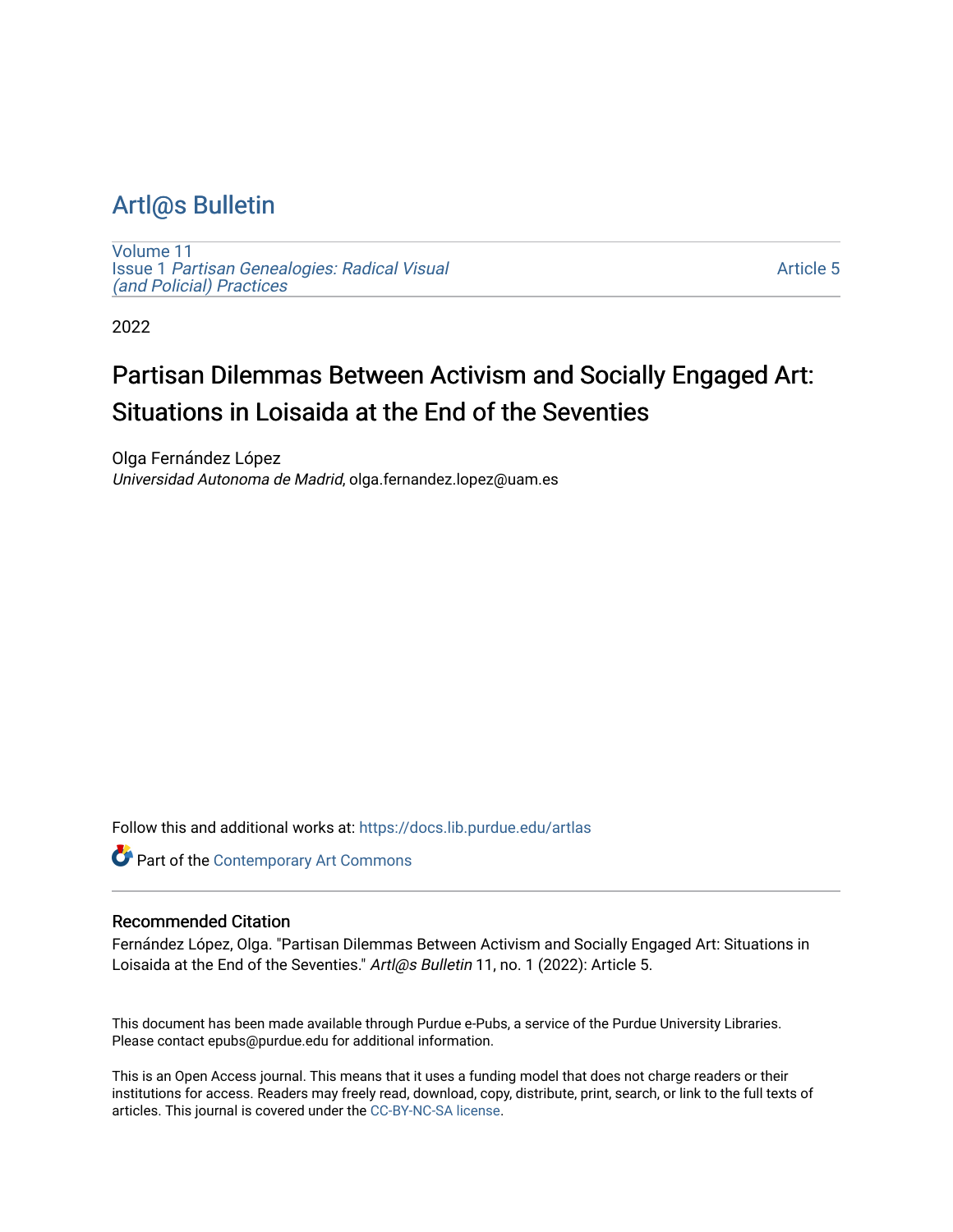# Artl@s Bulletin

Volume 11
Issue 1 *Partisan Genealogies: Radical Visual (and Policial) Practices*

Article 5

2022

## Partisan Dilemmas Between Activism and Socially Engaged Art: Situations in Loisaida at the End of the Seventies

Olga Fernández López
*Universidad Autonoma de Madrid*, olga.fernandez.lopez@uam.es

Follow this and additional works at: https://docs.lib.purdue.edu/artlas

Part of the Contemporary Art Commons

### Recommended Citation

Fernández López, Olga. "Partisan Dilemmas Between Activism and Socially Engaged Art: Situations in Loisaida at the End of the Seventies." *Artl@s Bulletin* 11, no. 1 (2022): Article 5.

This document has been made available through Purdue e-Pubs, a service of the Purdue University Libraries. Please contact epubs@purdue.edu for additional information.

This is an Open Access journal. This means that it uses a funding model that does not charge readers or their institutions for access. Readers may freely read, download, copy, distribute, print, search, or link to the full texts of articles. This journal is covered under the CC-BY-NC-SA license.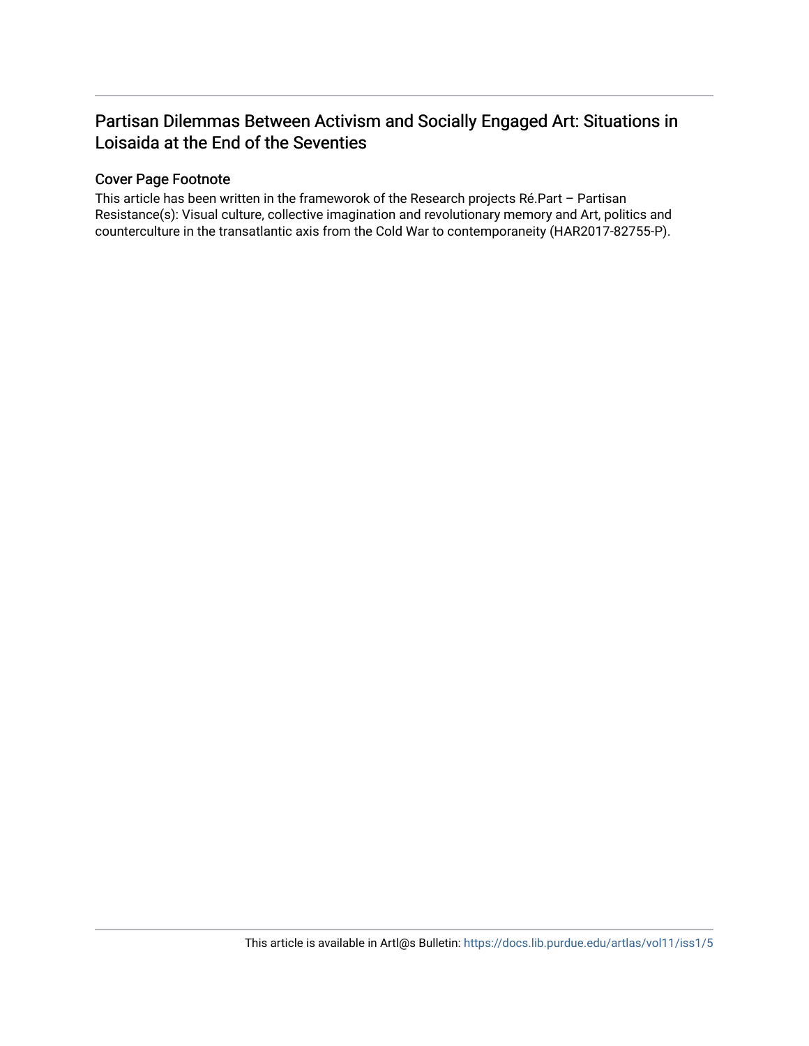# Partisan Dilemmas Between Activism and Socially Engaged Art: Situations in Loisaida at the End of the Seventies

## Cover Page Footnote

This article has been written in the frameworok of the Research projects Ré.Part – Partisan Resistance(s): Visual culture, collective imagination and revolutionary memory and Art, politics and counterculture in the transatlantic axis from the Cold War to contemporaneity (HAR2017-82755-P).

This article is available in Artl@s Bulletin: https://docs.lib.purdue.edu/artlas/vol11/iss1/5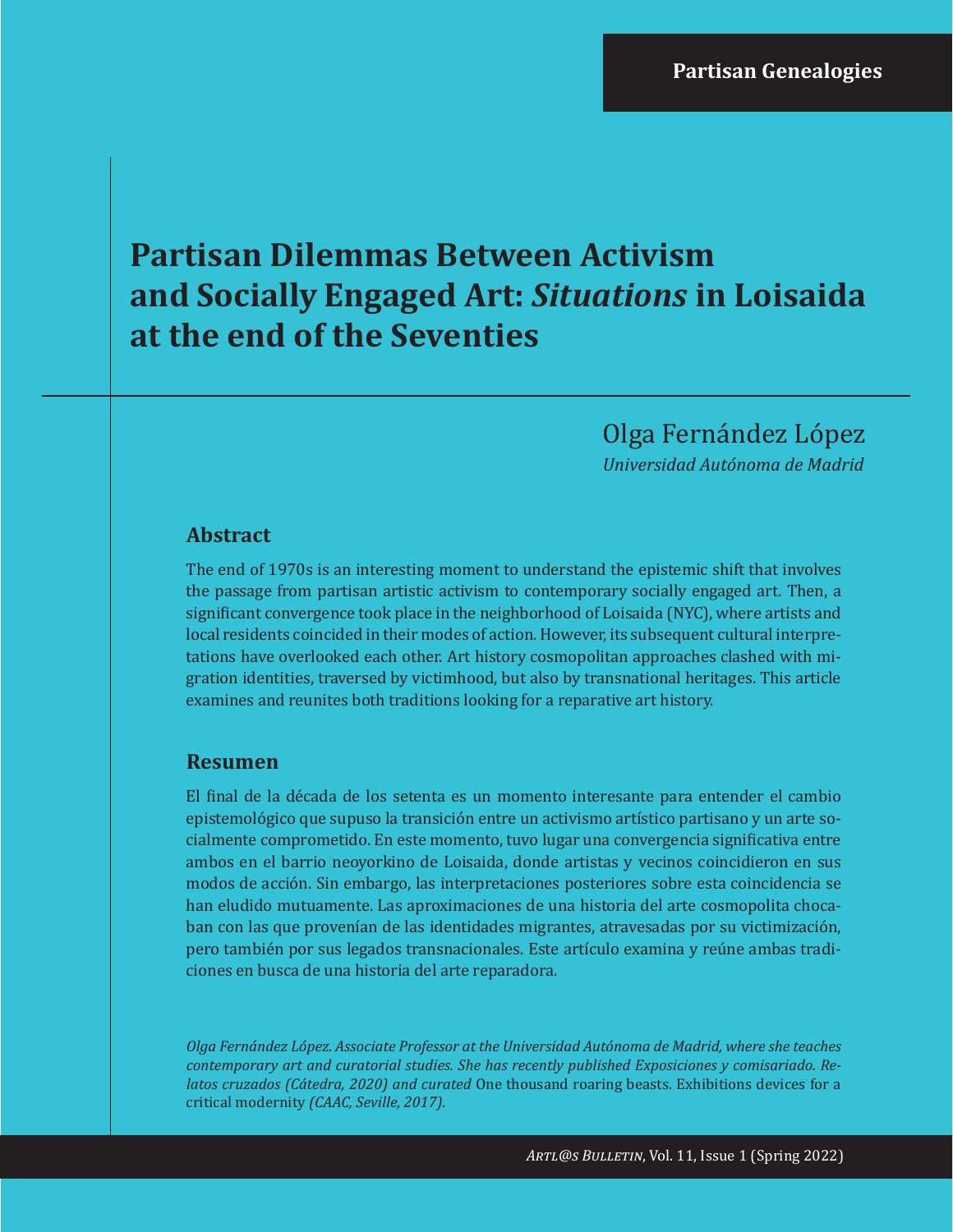Partisan Genealogies

# Partisan Dilemmas Between Activism and Socially Engaged Art: *Situations* in Loisaida at the end of the Seventies

Olga Fernández López
*Universidad Autónoma de Madrid*

## Abstract

The end of 1970s is an interesting moment to understand the epistemic shift that involves the passage from partisan artistic activism to contemporary socially engaged art. Then, a significant convergence took place in the neighborhood of Loisaida (NYC), where artists and local residents coincided in their modes of action. However, its subsequent cultural interpretations have overlooked each other. Art history cosmopolitan approaches clashed with migration identities, traversed by victimhood, but also by transnational heritages. This article examines and reunites both traditions looking for a reparative art history.

## Resumen

El final de la década de los setenta es un momento interesante para entender el cambio epistemológico que supuso la transición entre un activismo artístico partisano y un arte socialmente comprometido. En este momento, tuvo lugar una convergencia significativa entre ambos en el barrio neoyorkino de Loisaida, donde artistas y vecinos coincidieron en sus modos de acción. Sin embargo, las interpretaciones posteriores sobre esta coincidencia se han eludido mutuamente. Las aproximaciones de una historia del arte cosmopolita chocaban con las que provenían de las identidades migrantes, atravesadas por su victimización, pero también por sus legados transnacionales. Este artículo examina y reúne ambas tradiciones en busca de una historia del arte reparadora.

*Olga Fernández López. Associate Professor at the Universidad Autónoma de Madrid, where she teaches contemporary art and curatorial studies. She has recently published Exposiciones y comisariado. Relatos cruzados (Cátedra, 2020) and curated* One thousand roaring beasts. Exhibitions devices for a critical modernity *(CAAC, Seville, 2017).*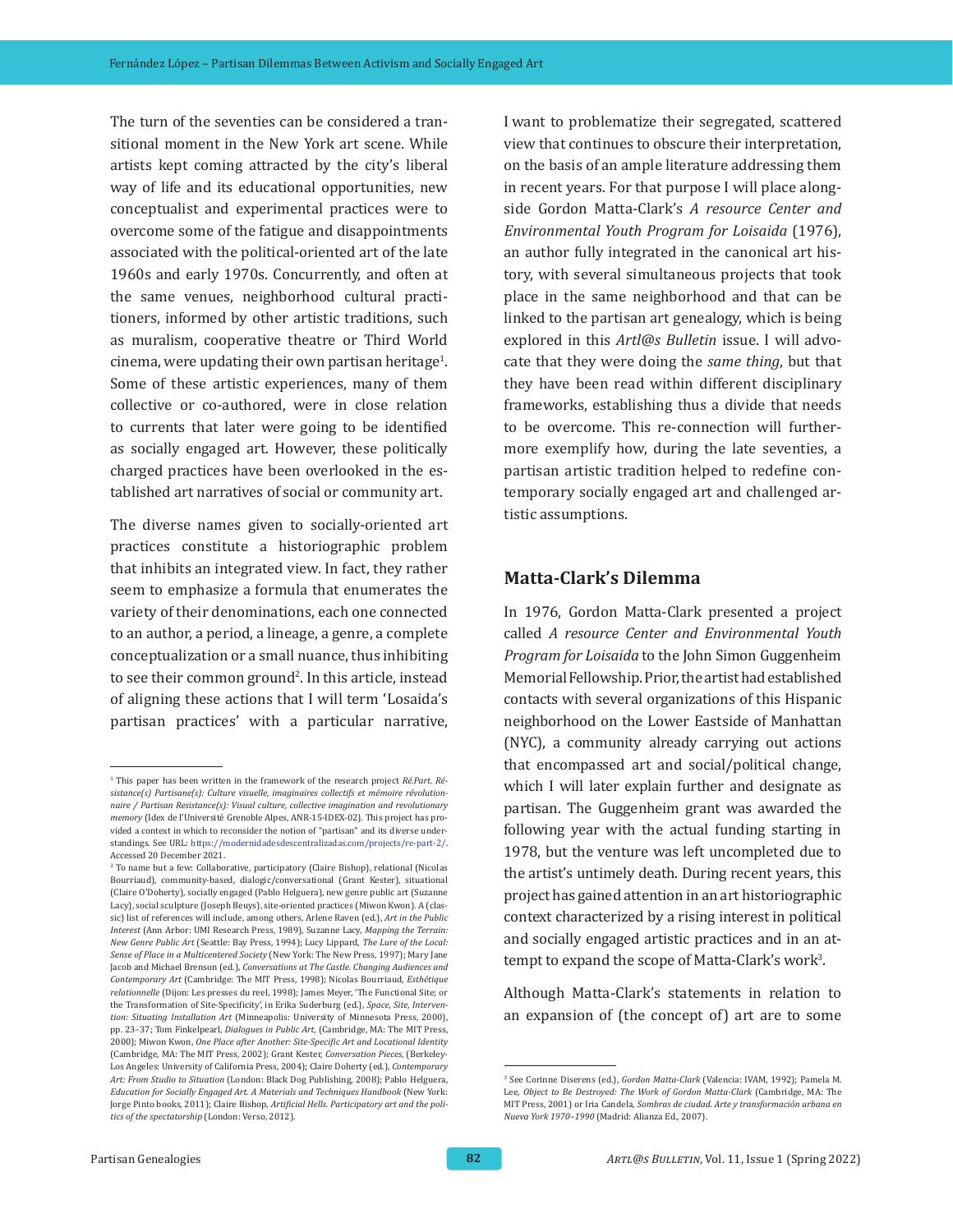The turn of the seventies can be considered a transitional moment in the New York art scene. While artists kept coming attracted by the city's liberal way of life and its educational opportunities, new conceptualist and experimental practices were to overcome some of the fatigue and disappointments associated with the political-oriented art of the late 1960s and early 1970s. Concurrently, and often at the same venues, neighborhood cultural practitioners, informed by other artistic traditions, such as muralism, cooperative theatre or Third World cinema, were updating their own partisan heritage[1]. Some of these artistic experiences, many of them collective or co-authored, were in close relation to currents that later were going to be identified as socially engaged art. However, these politically charged practices have been overlooked in the established art narratives of social or community art.

The diverse names given to socially-oriented art practices constitute a historiographic problem that inhibits an integrated view. In fact, they rather seem to emphasize a formula that enumerates the variety of their denominations, each one connected to an author, a period, a lineage, a genre, a complete conceptualization or a small nuance, thus inhibiting to see their common ground[2]. In this article, instead of aligning these actions that I will term 'Losaida's partisan practices' with a particular narrative, I want to problematize their segregated, scattered view that continues to obscure their interpretation, on the basis of an ample literature addressing them in recent years. For that purpose I will place alongside Gordon Matta-Clark's *A resource Center and Environmental Youth Program for Loisaida* (1976), an author fully integrated in the canonical art history, with several simultaneous projects that took place in the same neighborhood and that can be linked to the partisan art genealogy, which is being explored in this *Artl@s Bulletin* issue. I will advocate that they were doing the *same thing*, but that they have been read within different disciplinary frameworks, establishing thus a divide that needs to be overcome. This re-connection will furthermore exemplify how, during the late seventies, a partisan artistic tradition helped to redefine contemporary socially engaged art and challenged artistic assumptions.

## Matta-Clark's Dilemma

In 1976, Gordon Matta-Clark presented a project called *A resource Center and Environmental Youth Program for Loisaida* to the John Simon Guggenheim Memorial Fellowship. Prior, the artist had established contacts with several organizations of this Hispanic neighborhood on the Lower Eastside of Manhattan (NYC), a community already carrying out actions that encompassed art and social/political change, which I will later explain further and designate as partisan. The Guggenheim grant was awarded the following year with the actual funding starting in 1978, but the venture was left uncompleted due to the artist's untimely death. During recent years, this project has gained attention in an art historiographic context characterized by a rising interest in political and socially engaged artistic practices and in an attempt to expand the scope of Matta-Clark's work[3].

Although Matta-Clark's statements in relation to an expansion of (the concept of) art are to some

---

[1] This paper has been written in the framework of the research project *Ré.Part. Résistance(s) Partisane(s): Culture visuelle, imaginaires collectifs et mémoire révolutionnaire / Partisan Resistance(s): Visual culture, collective imagination and revolutionary memory* (Idex de l'Université Grenoble Alpes, ANR-15-IDEX-02). This project has provided a context in which to reconsider the notion of "partisan" and its diverse understandings. See URL: https://modernidadesdescentralizadas.com/projects/re-part-2/. Accessed 20 December 2021.

[2] To name but a few: Collaborative, participatory (Claire Bishop), relational (Nicolas Bourriaud), community-based, dialogic/conversational (Grant Kester), situational (Claire O'Doherty), socially engaged (Pablo Helguera), new genre public art (Suzanne Lacy), social sculpture (Joseph Beuys), site-oriented practices (Miwon Kwon). A (classic) list of references will include, among others, Arlene Raven (ed.), *Art in the Public Interest* (Ann Arbor: UMI Research Press, 1989), Suzanne Lacy, *Mapping the Terrain: New Genre Public Art* (Seattle: Bay Press, 1994); Lucy Lippard, *The Lure of the Local: Sense of Place in a Multicentered Society* (New York: The New Press, 1997); Mary Jane Jacob and Michael Brenson (ed.), *Conversations at The Castle. Changing Audiences and Contemporary Art* (Cambridge: The MIT Press, 1998); Nicolas Bourriaud, *Esthétique relationnelle* (Dijon: Les presses du reel, 1998); James Meyer, 'The Functional Site; or the Transformation of Site-Specificity', in Erika Suderburg (ed.), *Space, Site, Intervention: Situating Installation Art* (Minneapolis: University of Minnesota Press, 2000), pp. 23–37; Tom Finkelpearl, *Dialogues in Public Art*, (Cambridge, MA: The MIT Press, 2000); Miwon Kwon, *One Place after Another: Site-Specific Art and Locational Identity* (Cambridge, MA: The MIT Press, 2002); Grant Kester, *Conversation Pieces*, (Berkeley-Los Angeles: University of California Press, 2004); Claire Doherty (ed.), *Contemporary Art: From Studio to Situation* (London: Black Dog Publishing, 2008); Pablo Helguera, *Education for Socially Engaged Art. A Materials and Techniques Handbook* (New York: Jorge Pinto books, 2011); Claire Bishop, *Artificial Hells. Participatory art and the politics of the spectatorship* (London: Verso, 2012).

[3] See Corinne Diserens (ed.), *Gordon Matta-Clark* (Valencia: IVAM, 1992); Pamela M. Lee, *Object to Be Destroyed: The Work of Gordon Matta-Clark* (Cambridge, MA: The MIT Press, 2001) or Iria Candela, *Sombras de ciudad. Arte y transformación urbana en Nueva York 1970–1990* (Madrid: Alianza Ed., 2007).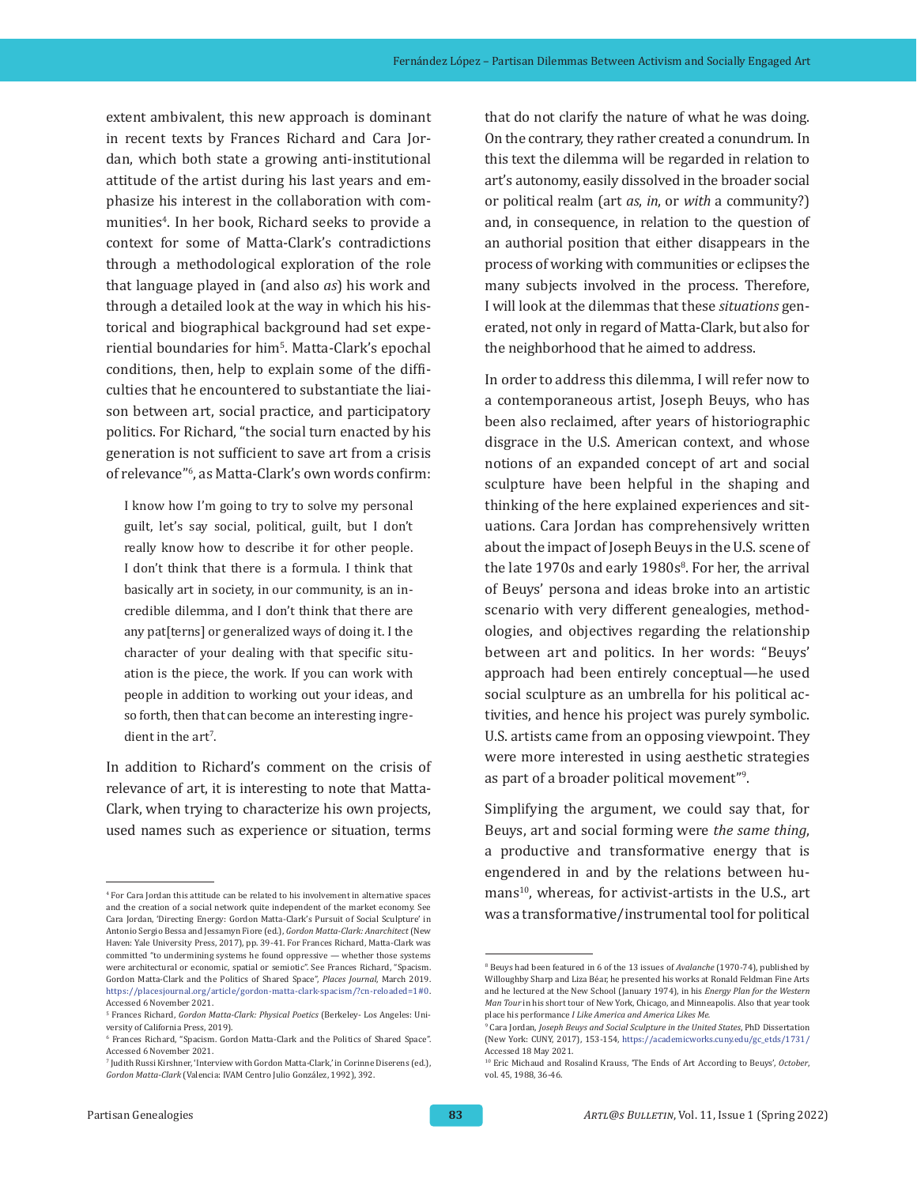extent ambivalent, this new approach is dominant in recent texts by Frances Richard and Cara Jordan, which both state a growing anti-institutional attitude of the artist during his last years and emphasize his interest in the collaboration with communities[4]. In her book, Richard seeks to provide a context for some of Matta-Clark's contradictions through a methodological exploration of the role that language played in (and also *as*) his work and through a detailed look at the way in which his historical and biographical background had set experiential boundaries for him[5]. Matta-Clark's epochal conditions, then, help to explain some of the difficulties that he encountered to substantiate the liaison between art, social practice, and participatory politics. For Richard, "the social turn enacted by his generation is not sufficient to save art from a crisis of relevance"[6], as Matta-Clark's own words confirm:

> I know how I'm going to try to solve my personal guilt, let's say social, political, guilt, but I don't really know how to describe it for other people. I don't think that there is a formula. I think that basically art in society, in our community, is an incredible dilemma, and I don't think that there are any pat[terns] or generalized ways of doing it. I the character of your dealing with that specific situation is the piece, the work. If you can work with people in addition to working out your ideas, and so forth, then that can become an interesting ingredient in the art[7].

In addition to Richard's comment on the crisis of relevance of art, it is interesting to note that Matta-Clark, when trying to characterize his own projects, used names such as experience or situation, terms that do not clarify the nature of what he was doing. On the contrary, they rather created a conundrum. In this text the dilemma will be regarded in relation to art's autonomy, easily dissolved in the broader social or political realm (art *as*, *in*, or *with* a community?) and, in consequence, in relation to the question of an authorial position that either disappears in the process of working with communities or eclipses the many subjects involved in the process. Therefore, I will look at the dilemmas that these *situations* generated, not only in regard of Matta-Clark, but also for the neighborhood that he aimed to address.

In order to address this dilemma, I will refer now to a contemporaneous artist, Joseph Beuys, who has been also reclaimed, after years of historiographic disgrace in the U.S. American context, and whose notions of an expanded concept of art and social sculpture have been helpful in the shaping and thinking of the here explained experiences and situations. Cara Jordan has comprehensively written about the impact of Joseph Beuys in the U.S. scene of the late 1970s and early 1980s[8]. For her, the arrival of Beuys' persona and ideas broke into an artistic scenario with very different genealogies, methodologies, and objectives regarding the relationship between art and politics. In her words: "Beuys' approach had been entirely conceptual—he used social sculpture as an umbrella for his political activities, and hence his project was purely symbolic. U.S. artists came from an opposing viewpoint. They were more interested in using aesthetic strategies as part of a broader political movement"[9].

Simplifying the argument, we could say that, for Beuys, art and social forming were *the same thing*, a productive and transformative energy that is engendered in and by the relations between humans[10], whereas, for activist-artists in the U.S., art was a transformative/instrumental tool for political

---

[4] For Cara Jordan this attitude can be related to his involvement in alternative spaces and the creation of a social network quite independent of the market economy. See Cara Jordan, 'Directing Energy: Gordon Matta-Clark's Pursuit of Social Sculpture' in Antonio Sergio Bessa and Jessamyn Fiore (ed.), *Gordon Matta-Clark: Anarchitect* (New Haven: Yale University Press, 2017), pp. 39-41. For Frances Richard, Matta-Clark was committed "to undermining systems he found oppressive — whether those systems were architectural or economic, spatial or semiotic". See Frances Richard, "Spacism. Gordon Matta-Clark and the Politics of Shared Space", *Places Journal*, March 2019. https://placesjournal.org/article/gordon-matta-clark-spacism/?cn-reloaded=1#0. Accessed 6 November 2021.

[5] Frances Richard, *Gordon Matta-Clark: Physical Poetics* (Berkeley- Los Angeles: University of California Press, 2019).

[6] Frances Richard, "Spacism. Gordon Matta-Clark and the Politics of Shared Space". Accessed 6 November 2021.

[7] Judith Russi Kirshner, 'Interview with Gordon Matta-Clark,' in Corinne Diserens (ed.), *Gordon Matta-Clark* (Valencia: IVAM Centro Julio González, 1992), 392.

[8] Beuys had been featured in 6 of the 13 issues of *Avalanche* (1970-74), published by Willoughby Sharp and Liza Béar, he presented his works at Ronald Feldman Fine Arts and he lectured at the New School (January 1974), in his *Energy Plan for the Western Man Tour* in his short tour of New York, Chicago, and Minneapolis. Also that year took place his performance *I Like America and America Likes Me.*

[9] Cara Jordan, *Joseph Beuys and Social Sculpture in the United States*, PhD Dissertation (New York: CUNY, 2017), 153-154, https://academicworks.cuny.edu/gc_etds/1731/ Accessed 18 May 2021.

[10] Eric Michaud and Rosalind Krauss, 'The Ends of Art According to Beuys', *October*, vol. 45, 1988, 36-46.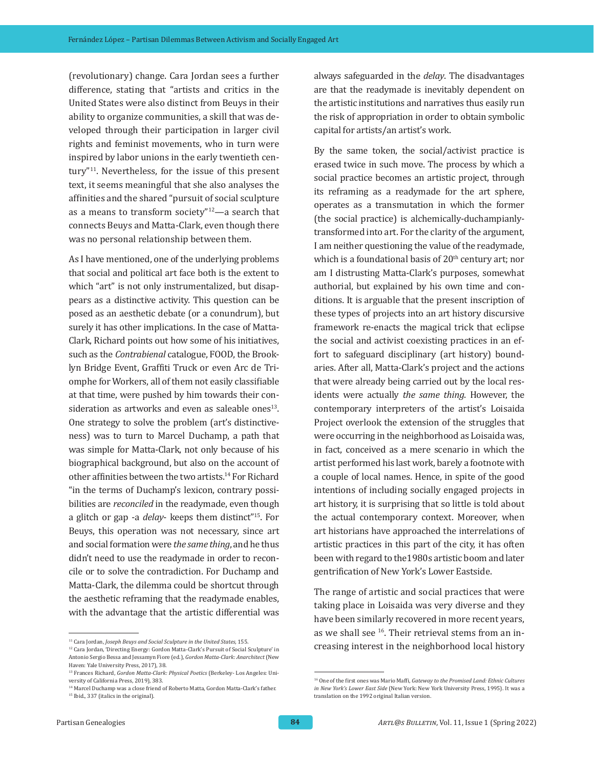(revolutionary) change. Cara Jordan sees a further difference, stating that "artists and critics in the United States were also distinct from Beuys in their ability to organize communities, a skill that was developed through their participation in larger civil rights and feminist movements, who in turn were inspired by labor unions in the early twentieth century"[11]. Nevertheless, for the issue of this present text, it seems meaningful that she also analyses the affinities and the shared "pursuit of social sculpture as a means to transform society"[12]—a search that connects Beuys and Matta-Clark, even though there was no personal relationship between them.

As I have mentioned, one of the underlying problems that social and political art face both is the extent to which "art" is not only instrumentalized, but disappears as a distinctive activity. This question can be posed as an aesthetic debate (or a conundrum), but surely it has other implications. In the case of Matta-Clark, Richard points out how some of his initiatives, such as the *Contrabienal* catalogue, FOOD, the Brooklyn Bridge Event, Graffiti Truck or even Arc de Triomphe for Workers, all of them not easily classifiable at that time, were pushed by him towards their consideration as artworks and even as saleable ones[13]. One strategy to solve the problem (art's distinctiveness) was to turn to Marcel Duchamp, a path that was simple for Matta-Clark, not only because of his biographical background, but also on the account of other affinities between the two artists.[14] For Richard "in the terms of Duchamp's lexicon, contrary possibilities are *reconciled* in the readymade, even though a glitch or gap -a *delay*- keeps them distinct"[15]. For Beuys, this operation was not necessary, since art and social formation were *the same thing*, and he thus didn't need to use the readymade in order to reconcile or to solve the contradiction. For Duchamp and Matta-Clark, the dilemma could be shortcut through the aesthetic reframing that the readymade enables, with the advantage that the artistic differential was always safeguarded in the *delay*. The disadvantages are that the readymade is inevitably dependent on the artistic institutions and narratives thus easily run the risk of appropriation in order to obtain symbolic capital for artists/an artist's work.

By the same token, the social/activist practice is erased twice in such move. The process by which a social practice becomes an artistic project, through its reframing as a readymade for the art sphere, operates as a transmutation in which the former (the social practice) is alchemically-duchampianly-transformed into art. For the clarity of the argument, I am neither questioning the value of the readymade, which is a foundational basis of 20th century art; nor am I distrusting Matta-Clark's purposes, somewhat authorial, but explained by his own time and conditions. It is arguable that the present inscription of these types of projects into an art history discursive framework re-enacts the magical trick that eclipse the social and activist coexisting practices in an effort to safeguard disciplinary (art history) boundaries. After all, Matta-Clark's project and the actions that were already being carried out by the local residents were actually *the same thing*. However, the contemporary interpreters of the artist's Loisaida Project overlook the extension of the struggles that were occurring in the neighborhood as Loisaida was, in fact, conceived as a mere scenario in which the artist performed his last work, barely a footnote with a couple of local names. Hence, in spite of the good intentions of including socially engaged projects in art history, it is surprising that so little is told about the actual contemporary context. Moreover, when art historians have approached the interrelations of artistic practices in this part of the city, it has often been with regard to the1980s artistic boom and later gentrification of New York's Lower Eastside.

The range of artistic and social practices that were taking place in Loisaida was very diverse and they have been similarly recovered in more recent years, as we shall see [16]. Their retrieval stems from an increasing interest in the neighborhood local history

---

[11] Cara Jordan, *Joseph Beuys and Social Sculpture in the United States*, 155.

[12] Cara Jordan, 'Directing Energy: Gordon Matta-Clark's Pursuit of Social Sculpture' in Antonio Sergio Bessa and Jessamyn Fiore (ed.), *Gordon Matta-Clark: Anarchitect* (New Haven: Yale University Press, 2017), 38.

[13] Frances Richard, *Gordon Matta-Clark: Physical Poetics* (Berkeley- Los Angeles: University of California Press, 2019), 383.

[14] Marcel Duchamp was a close friend of Roberto Matta, Gordon Matta-Clark's father.

[15] Ibid., 337 (italics in the original).

[16] One of the first ones was Mario Maffi, *Gateway to the Promised Land: Ethnic Cultures in New York's Lower East Side* (New York: New York University Press, 1995). It was a translation on the 1992 original Italian version.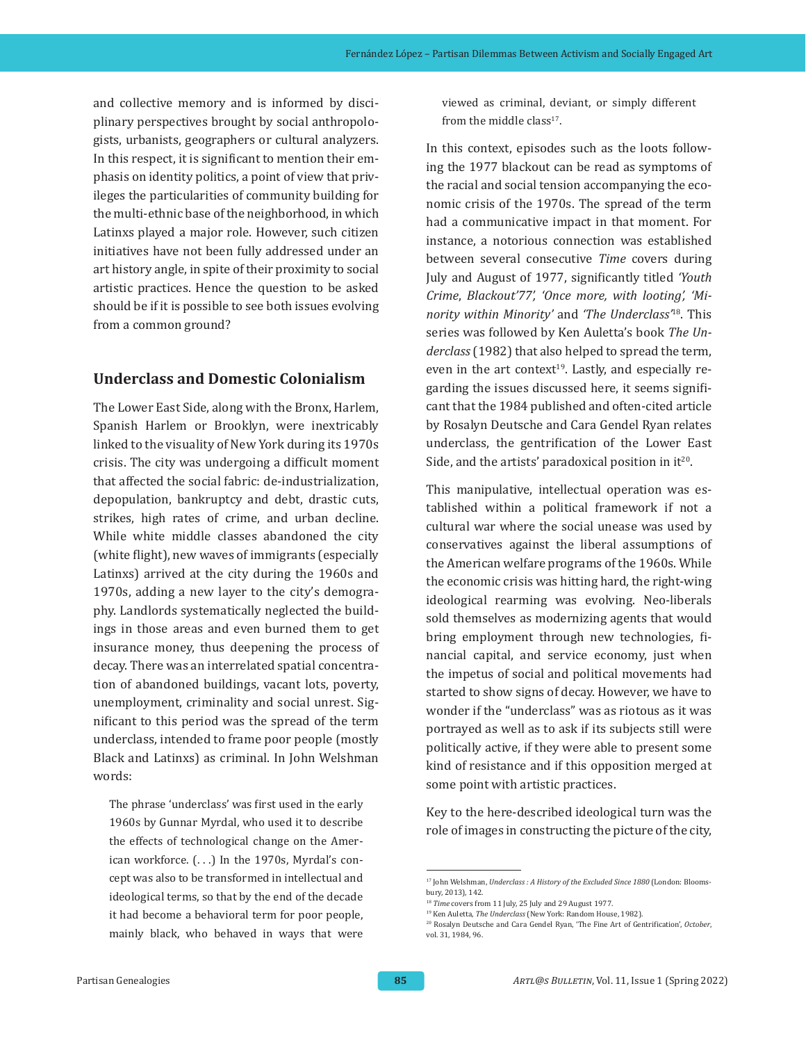and collective memory and is informed by disciplinary perspectives brought by social anthropologists, urbanists, geographers or cultural analyzers. In this respect, it is significant to mention their emphasis on identity politics, a point of view that privileges the particularities of community building for the multi-ethnic base of the neighborhood, in which Latinxs played a major role. However, such citizen initiatives have not been fully addressed under an art history angle, in spite of their proximity to social artistic practices. Hence the question to be asked should be if it is possible to see both issues evolving from a common ground?

## Underclass and Domestic Colonialism

The Lower East Side, along with the Bronx, Harlem, Spanish Harlem or Brooklyn, were inextricably linked to the visuality of New York during its 1970s crisis. The city was undergoing a difficult moment that affected the social fabric: de-industrialization, depopulation, bankruptcy and debt, drastic cuts, strikes, high rates of crime, and urban decline. While white middle classes abandoned the city (white flight), new waves of immigrants (especially Latinxs) arrived at the city during the 1960s and 1970s, adding a new layer to the city's demography. Landlords systematically neglected the buildings in those areas and even burned them to get insurance money, thus deepening the process of decay. There was an interrelated spatial concentration of abandoned buildings, vacant lots, poverty, unemployment, criminality and social unrest. Significant to this period was the spread of the term underclass, intended to frame poor people (mostly Black and Latinxs) as criminal. In John Welshman words:

> The phrase 'underclass' was first used in the early 1960s by Gunnar Myrdal, who used it to describe the effects of technological change on the American workforce. (. . .) In the 1970s, Myrdal's concept was also to be transformed in intellectual and ideological terms, so that by the end of the decade it had become a behavioral term for poor people, mainly black, who behaved in ways that were viewed as criminal, deviant, or simply different from the middle class[17].

In this context, episodes such as the loots following the 1977 blackout can be read as symptoms of the racial and social tension accompanying the economic crisis of the 1970s. The spread of the term had a communicative impact in that moment. For instance, a notorious connection was established between several consecutive *Time* covers during July and August of 1977, significantly titled *'Youth Crime, Blackout'77', 'Once more, with looting', 'Minority within Minority'* and *'The Underclass'*[18]. This series was followed by Ken Auletta's book *The Underclass* (1982) that also helped to spread the term, even in the art context[19]. Lastly, and especially regarding the issues discussed here, it seems significant that the 1984 published and often-cited article by Rosalyn Deutsche and Cara Gendel Ryan relates underclass, the gentrification of the Lower East Side, and the artists' paradoxical position in it[20].

This manipulative, intellectual operation was established within a political framework if not a cultural war where the social unease was used by conservatives against the liberal assumptions of the American welfare programs of the 1960s. While the economic crisis was hitting hard, the right-wing ideological rearming was evolving. Neo-liberals sold themselves as modernizing agents that would bring employment through new technologies, financial capital, and service economy, just when the impetus of social and political movements had started to show signs of decay. However, we have to wonder if the "underclass" was as riotous as it was portrayed as well as to ask if its subjects still were politically active, if they were able to present some kind of resistance and if this opposition merged at some point with artistic practices.

Key to the here-described ideological turn was the role of images in constructing the picture of the city,

---

[17] John Welshman, *Underclass : A History of the Excluded Since 1880* (London: Bloomsbury, 2013), 142.

[18] *Time* covers from 11 July, 25 July and 29 August 1977.

[19] Ken Auletta, *The Underclass* (New York: Random House, 1982).

[20] Rosalyn Deutsche and Cara Gendel Ryan, 'The Fine Art of Gentrification', *October*, vol. 31, 1984, 96.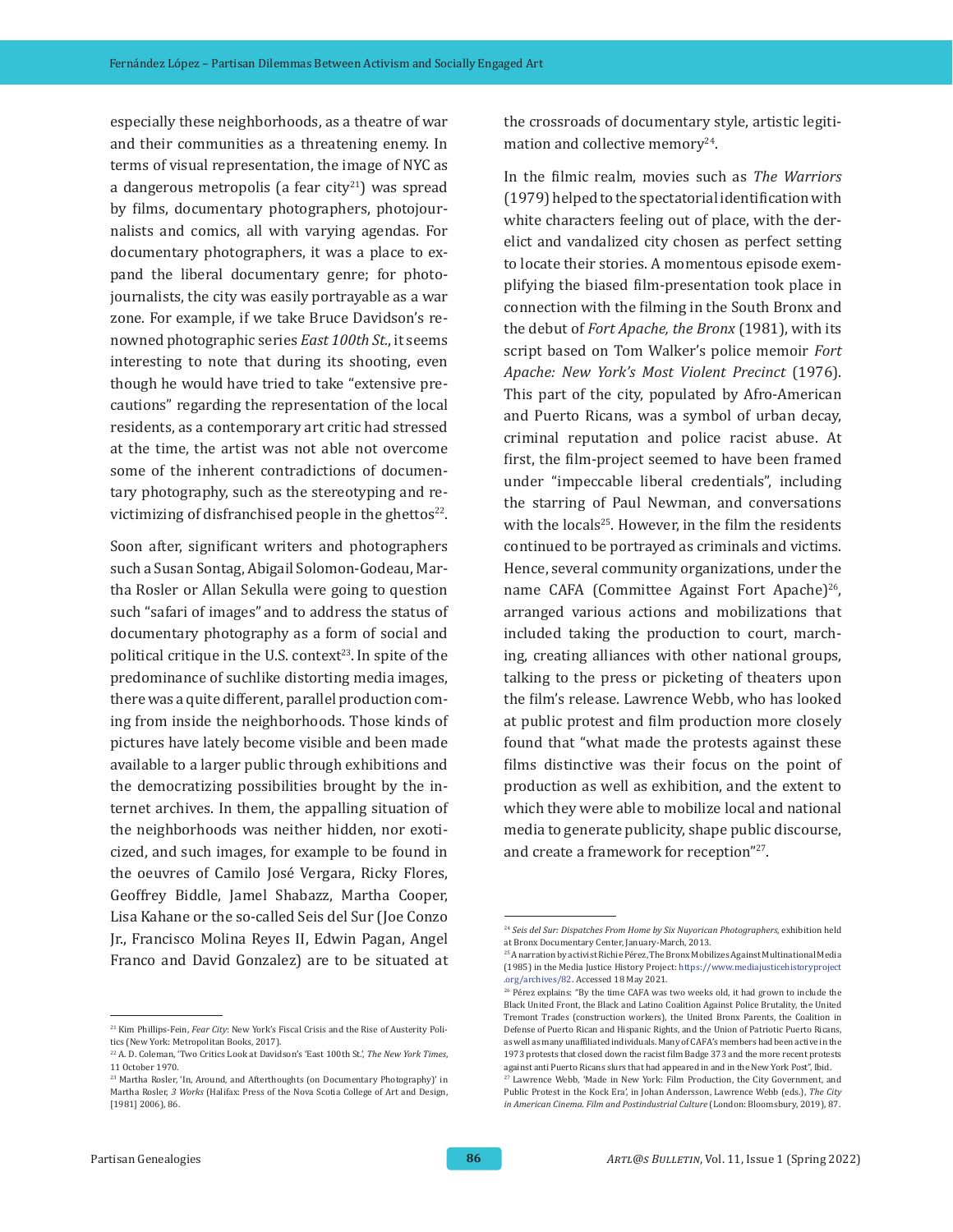especially these neighborhoods, as a theatre of war and their communities as a threatening enemy. In terms of visual representation, the image of NYC as a dangerous metropolis (a fear city[21]) was spread by films, documentary photographers, photojournalists and comics, all with varying agendas. For documentary photographers, it was a place to expand the liberal documentary genre; for photojournalists, the city was easily portrayable as a war zone. For example, if we take Bruce Davidson's renowned photographic series *East 100th St.*, it seems interesting to note that during its shooting, even though he would have tried to take "extensive precautions" regarding the representation of the local residents, as a contemporary art critic had stressed at the time, the artist was not able not overcome some of the inherent contradictions of documentary photography, such as the stereotyping and re-victimizing of disfranchised people in the ghettos[22].

Soon after, significant writers and photographers such a Susan Sontag, Abigail Solomon-Godeau, Martha Rosler or Allan Sekulla were going to question such "safari of images" and to address the status of documentary photography as a form of social and political critique in the U.S. context[23]. In spite of the predominance of suchlike distorting media images, there was a quite different, parallel production coming from inside the neighborhoods. Those kinds of pictures have lately become visible and been made available to a larger public through exhibitions and the democratizing possibilities brought by the internet archives. In them, the appalling situation of the neighborhoods was neither hidden, nor exoticized, and such images, for example to be found in the oeuvres of Camilo José Vergara, Ricky Flores, Geoffrey Biddle, Jamel Shabazz, Martha Cooper, Lisa Kahane or the so-called Seis del Sur (Joe Conzo Jr., Francisco Molina Reyes II, Edwin Pagan, Angel Franco and David Gonzalez) are to be situated at the crossroads of documentary style, artistic legitimation and collective memory[24].

In the filmic realm, movies such as *The Warriors* (1979) helped to the spectatorial identification with white characters feeling out of place, with the derelict and vandalized city chosen as perfect setting to locate their stories. A momentous episode exemplifying the biased film-presentation took place in connection with the filming in the South Bronx and the debut of *Fort Apache, the Bronx* (1981), with its script based on Tom Walker's police memoir *Fort Apache: New York's Most Violent Precinct* (1976). This part of the city, populated by Afro-American and Puerto Ricans, was a symbol of urban decay, criminal reputation and police racist abuse. At first, the film-project seemed to have been framed under "impeccable liberal credentials", including the starring of Paul Newman, and conversations with the locals[25]. However, in the film the residents continued to be portrayed as criminals and victims. Hence, several community organizations, under the name CAFA (Committee Against Fort Apache)[26], arranged various actions and mobilizations that included taking the production to court, marching, creating alliances with other national groups, talking to the press or picketing of theaters upon the film's release. Lawrence Webb, who has looked at public protest and film production more closely found that "what made the protests against these films distinctive was their focus on the point of production as well as exhibition, and the extent to which they were able to mobilize local and national media to generate publicity, shape public discourse, and create a framework for reception"[27].

---

[21] Kim Phillips-Fein, *Fear City*: New York's Fiscal Crisis and the Rise of Austerity Politics (New York: Metropolitan Books, 2017).

[22] A. D. Coleman, 'Two Critics Look at Davidson's 'East 100th St.', *The New York Times*, 11 October 1970.

[23] Martha Rosler, 'In, Around, and Afterthoughts (on Documentary Photography)' in Martha Rosler, *3 Works* (Halifax: Press of the Nova Scotia College of Art and Design, [1981] 2006), 86.

[24] *Seis del Sur: Dispatches From Home by Six Nuyorican Photographers*, exhibition held at Bronx Documentary Center, January-March, 2013.

[25] A narration by activist Richie Pérez, The Bronx Mobilizes Against Multinational Media (1985) in the Media Justice History Project: https://www.mediajusticehistoryproject.org/archives/82. Accessed 18 May 2021.

[26] Pérez explains: "By the time CAFA was two weeks old, it had grown to include the Black United Front, the Black and Latino Coalition Against Police Brutality, the United Tremont Trades (construction workers), the United Bronx Parents, the Coalition in Defense of Puerto Rican and Hispanic Rights, and the Union of Patriotic Puerto Ricans, as well as many unaffiliated individuals. Many of CAFA's members had been active in the 1973 protests that closed down the racist film Badge 373 and the more recent protests against anti Puerto Ricans slurs that had appeared in and in the New York Post", Ibid.

[27] Lawrence Webb, 'Made in New York: Film Production, the City Government, and Public Protest in the Kock Era', in Johan Andersson, Lawrence Webb (eds.), *The City in American Cinema. Film and Postindustrial Culture* (London: Bloomsbury, 2019), 87.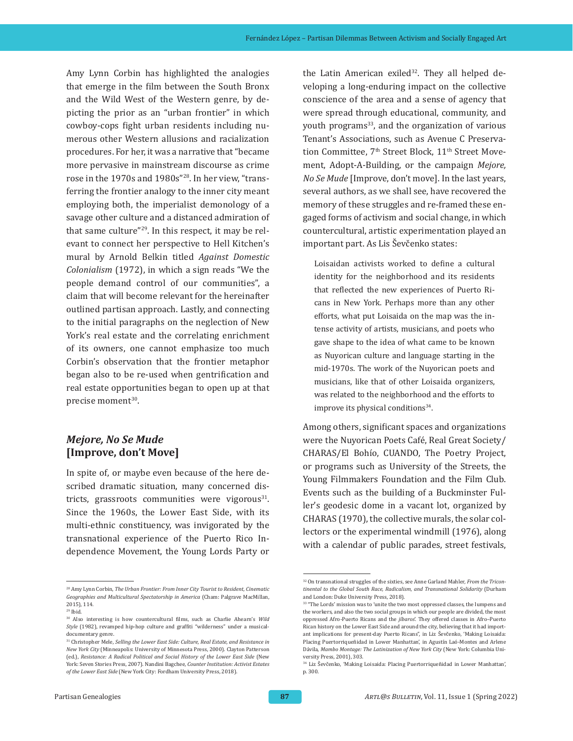Amy Lynn Corbin has highlighted the analogies that emerge in the film between the South Bronx and the Wild West of the Western genre, by depicting the prior as an "urban frontier" in which cowboy-cops fight urban residents including numerous other Western allusions and racialization procedures. For her, it was a narrative that "became more pervasive in mainstream discourse as crime rose in the 1970s and 1980s"[28]. In her view, "transferring the frontier analogy to the inner city meant employing both, the imperialist demonology of a savage other culture and a distanced admiration of that same culture"[29]. In this respect, it may be relevant to connect her perspective to Hell Kitchen's mural by Arnold Belkin titled *Against Domestic Colonialism* (1972), in which a sign reads "We the people demand control of our communities", a claim that will become relevant for the hereinafter outlined partisan approach. Lastly, and connecting to the initial paragraphs on the neglection of New York's real estate and the correlating enrichment of its owners, one cannot emphasize too much Corbin's observation that the frontier metaphor began also to be re-used when gentrification and real estate opportunities began to open up at that precise moment[30].

## *Mejore, No Se Mude* [Improve, don't Move]

In spite of, or maybe even because of the here described dramatic situation, many concerned districts, grassroots communities were vigorous[31]. Since the 1960s, the Lower East Side, with its multi-ethnic constituency, was invigorated by the transnational experience of the Puerto Rico Independence Movement, the Young Lords Party or the Latin American exiled[32]. They all helped developing a long-enduring impact on the collective conscience of the area and a sense of agency that were spread through educational, community, and youth programs[33], and the organization of various Tenant's Associations, such as Avenue C Preservation Committee, 7th Street Block, 11th Street Movement, Adopt-A-Building, or the campaign *Mejore, No Se Mude* [Improve, don't move]. In the last years, several authors, as we shall see, have recovered the memory of these struggles and re-framed these engaged forms of activism and social change, in which countercultural, artistic experimentation played an important part. As Lis Ševčenko states:

> Loisaidan activists worked to define a cultural identity for the neighborhood and its residents that reflected the new experiences of Puerto Ricans in New York. Perhaps more than any other efforts, what put Loisaida on the map was the intense activity of artists, musicians, and poets who gave shape to the idea of what came to be known as Nuyorican culture and language starting in the mid-1970s. The work of the Nuyorican poets and musicians, like that of other Loisaida organizers, was related to the neighborhood and the efforts to improve its physical conditions[34].

Among others, significant spaces and organizations were the Nuyorican Poets Café, Real Great Society/CHARAS/El Bohío, CUANDO, The Poetry Project, or programs such as University of the Streets, the Young Filmmakers Foundation and the Film Club. Events such as the building of a Buckminster Fuller's geodesic dome in a vacant lot, organized by CHARAS (1970), the collective murals, the solar collectors or the experimental windmill (1976), along with a calendar of public parades, street festivals,

---

[28] Amy Lynn Corbin, *The Urban Frontier: From Inner City Tourist to Resident, Cinematic Geographies and Multicultural Spectatorship in America* (Cham: Palgrave MacMillan, 2015), 114.

[29] Ibid.

[30] Also interesting is how countercultural films, such as Charlie Ahearn's *Wild Style* (1982), revamped hip-hop culture and graffiti "wilderness" under a musical-documentary genre.

[31] Christopher Mele, *Selling the Lower East Side: Culture, Real Estate, and Resistance in New York City* (Minneapolis: University of Minnesota Press, 2000). Clayton Patterson (ed.), *Resistance: A Radical Political and Social History of the Lower East Side* (New York: Seven Stories Press, 2007). Nandini Bagchee, *Counter Institution: Activist Estates of the Lower East Side* (New York City: Fordham University Press, 2018).

[32] On transnational struggles of the sixties, see Anne Garland Mahler, *From the Tricontinental to the Global South Race, Radicalism, and Transnational Solidarity* (Durham and London: Duke University Press, 2018).

[33] "The Lords' mission was to 'unite the two most oppressed classes, the lumpens and the workers, and also the two social groups in which our people are divided, the most oppressed Afro-Puerto Ricans and the *jíbaros*'. They offered classes in Afro–Puerto Rican history on the Lower East Side and around the city, believing that it had important implications for present-day Puerto Ricans", in Liz Ševčenko, 'Making Loisaida: Placing Puertorriqueñidad in Lower Manhattan', in Agustín Laó-Montes and Arlene Dávila, *Mambo Montage: The Latinization of New York City* (New York: Columbia University Press, 2001), 303.

[34] Liz Ševčenko, 'Making Loisaida: Placing Puertorriqueñidad in Lower Manhattan', p. 300.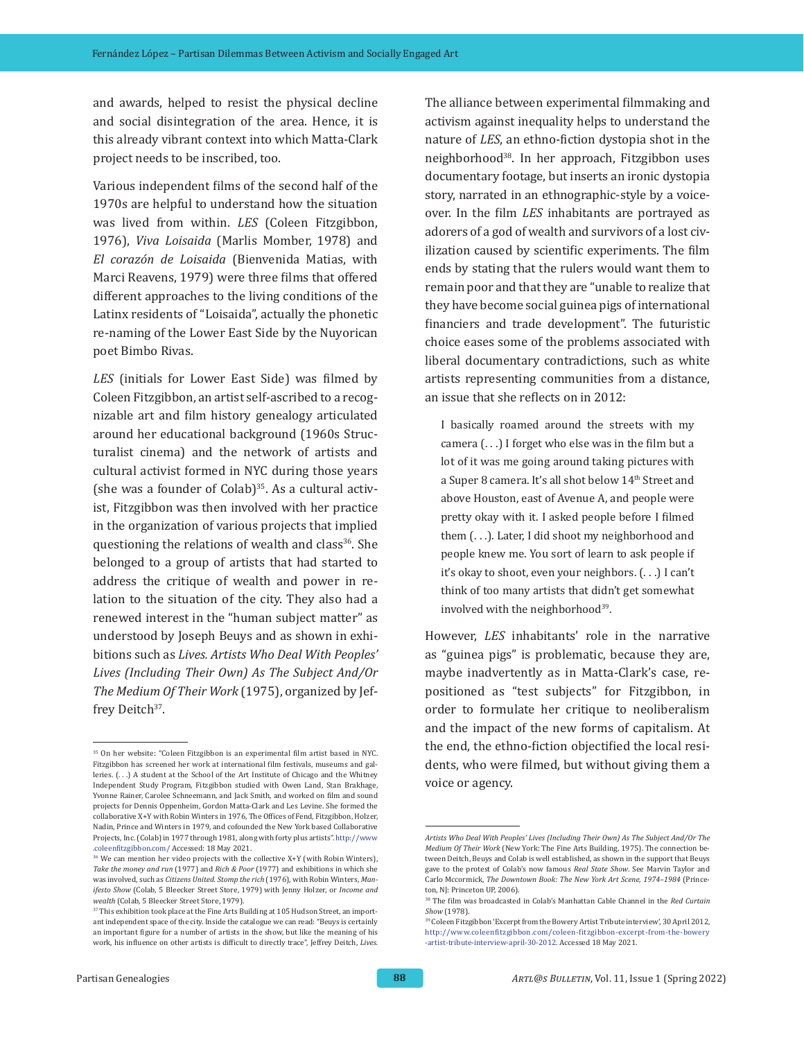and awards, helped to resist the physical decline and social disintegration of the area. Hence, it is this already vibrant context into which Matta-Clark project needs to be inscribed, too.

Various independent films of the second half of the 1970s are helpful to understand how the situation was lived from within. *LES* (Coleen Fitzgibbon, 1976), *Viva Loisaida* (Marlis Momber, 1978) and *El corazón de Loisaida* (Bienvenida Matias, with Marci Reavens, 1979) were three films that offered different approaches to the living conditions of the Latinx residents of "Loisaida", actually the phonetic re-naming of the Lower East Side by the Nuyorican poet Bimbo Rivas.

*LES* (initials for Lower East Side) was filmed by Coleen Fitzgibbon, an artist self-ascribed to a recognizable art and film history genealogy articulated around her educational background (1960s Structuralist cinema) and the network of artists and cultural activist formed in NYC during those years (she was a founder of Colab)[35]. As a cultural activist, Fitzgibbon was then involved with her practice in the organization of various projects that implied questioning the relations of wealth and class[36]. She belonged to a group of artists that had started to address the critique of wealth and power in relation to the situation of the city. They also had a renewed interest in the "human subject matter" as understood by Joseph Beuys and as shown in exhibitions such as *Lives. Artists Who Deal With Peoples' Lives (Including Their Own) As The Subject And/Or The Medium Of Their Work* (1975), organized by Jeffrey Deitch[37].

The alliance between experimental filmmaking and activism against inequality helps to understand the nature of *LES*, an ethno-fiction dystopia shot in the neighborhood[38]. In her approach, Fitzgibbon uses documentary footage, but inserts an ironic dystopia story, narrated in an ethnographic-style by a voice-over. In the film *LES* inhabitants are portrayed as adorers of a god of wealth and survivors of a lost civilization caused by scientific experiments. The film ends by stating that the rulers would want them to remain poor and that they are "unable to realize that they have become social guinea pigs of international financiers and trade development". The futuristic choice eases some of the problems associated with liberal documentary contradictions, such as white artists representing communities from a distance, an issue that she reflects on in 2012:

> I basically roamed around the streets with my camera (. . .) I forget who else was in the film but a lot of it was me going around taking pictures with a Super 8 camera. It's all shot below 14th Street and above Houston, east of Avenue A, and people were pretty okay with it. I asked people before I filmed them (. . .). Later, I did shoot my neighborhood and people knew me. You sort of learn to ask people if it's okay to shoot, even your neighbors. (. . .) I can't think of too many artists that didn't get somewhat involved with the neighborhood[39].

However, *LES* inhabitants' role in the narrative as "guinea pigs" is problematic, because they are, maybe inadvertently as in Matta-Clark's case, repositioned as "test subjects" for Fitzgibbon, in order to formulate her critique to neoliberalism and the impact of the new forms of capitalism. At the end, the ethno-fiction objectified the local residents, who were filmed, but without giving them a voice or agency.

---

[35] On her website: "Coleen Fitzgibbon is an experimental film artist based in NYC. Fitzgibbon has screened her work at international film festivals, museums and galleries. (. . .) A student at the School of the Art Institute of Chicago and the Whitney Independent Study Program, Fitzgibbon studied with Owen Land, Stan Brakhage, Yvonne Rainer, Carolee Schneemann, and Jack Smith, and worked on film and sound projects for Dennis Oppenheim, Gordon Matta-Clark and Les Levine. She formed the collaborative X+Y with Robin Winters in 1976, The Offices of Fend, Fitzgibbon, Holzer, Nadin, Prince and Winters in 1979, and cofounded the New York based Collaborative Projects, Inc. (Colab) in 1977 through 1981, along with forty plus artists". http://www.coleenfitzgibbon.com/ Accessed: 18 May 2021.

[36] We can mention her video projects with the collective X+Y (with Robin Winters), *Take the money and run* (1977) and *Rich & Poor* (1977) and exhibitions in which she was involved, such as *Citizens United. Stomp the rich* (1976), with Robin Winters, *Manifesto Show* (Colab, 5 Bleecker Street Store, 1979) with Jenny Holzer, or *Income and wealth* (Colab, 5 Bleecker Street Store, 1979).

[37] This exhibition took place at the Fine Arts Building at 105 Hudson Street, an important independent space of the city. Inside the catalogue we can read: "Beuys is certainly an important figure for a number of artists in the show, but like the meaning of his work, his influence on other artists is difficult to directly trace", Jeffrey Deitch, *Lives. Artists Who Deal With Peoples' Lives (Including Their Own) As The Subject And/Or The Medium Of Their Work* (New York: The Fine Arts Building, 1975). The connection between Deitch, Beuys and Colab is well established, as shown in the support that Beuys gave to the protest of Colab's now famous *Real State Show*. See Marvin Taylor and Carlo Mccormick, *The Downtown Book: The New York Art Scene, 1974–1984* (Princeton, NJ: Princeton UP, 2006).

[38] The film was broadcasted in Colab's Manhattan Cable Channel in the *Red Curtain Show* (1978).

[39] Coleen Fitzgibbon 'Excerpt from the Bowery Artist Tribute interview', 30 April 2012, http://www.coleenfitzgibbon.com/coleen-fitzgibbon-excerpt-from-the-bowery-artist-tribute-interview-april-30-2012. Accessed 18 May 2021.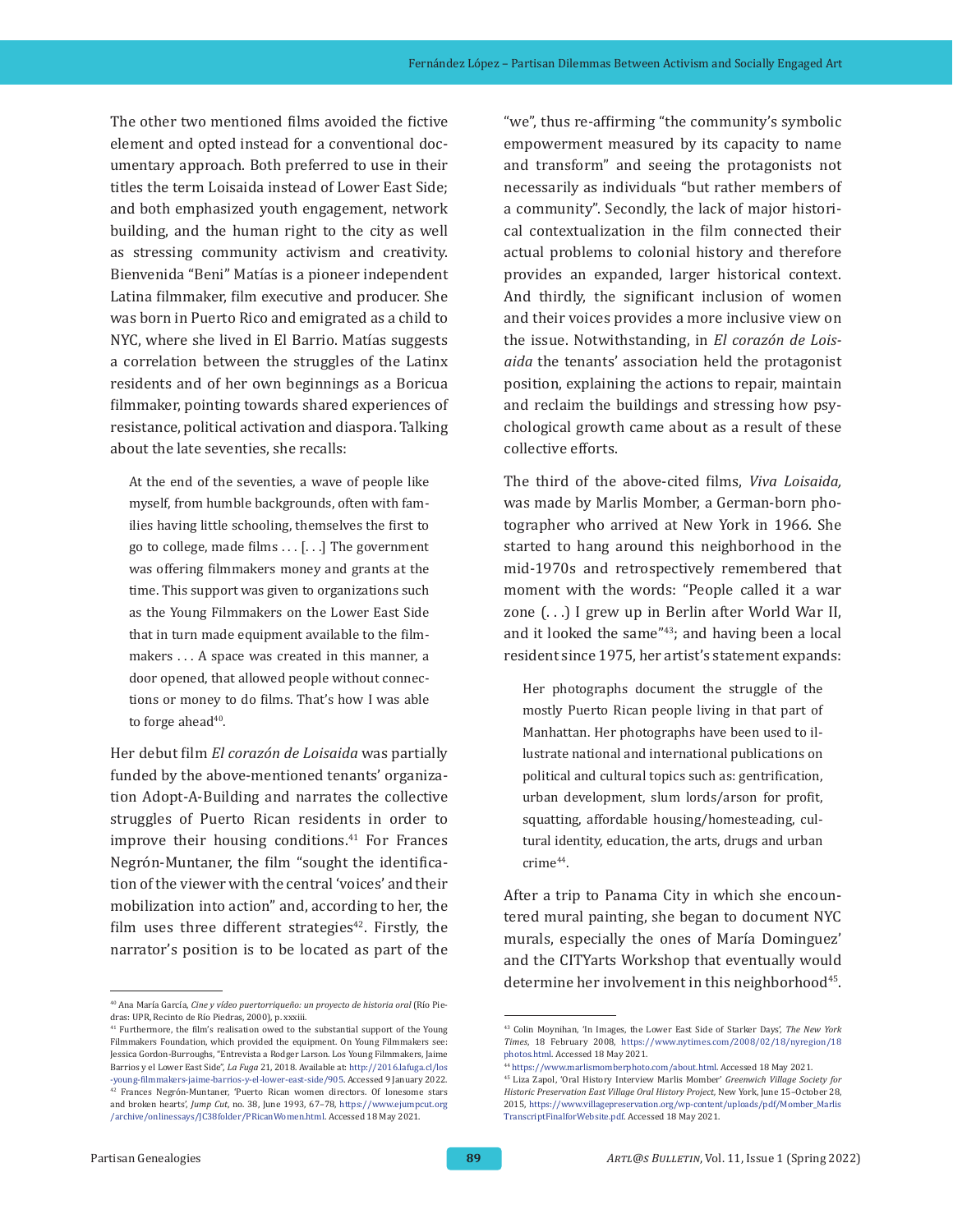The other two mentioned films avoided the fictive element and opted instead for a conventional documentary approach. Both preferred to use in their titles the term Loisaida instead of Lower East Side; and both emphasized youth engagement, network building, and the human right to the city as well as stressing community activism and creativity. Bienvenida "Beni" Matías is a pioneer independent Latina filmmaker, film executive and producer. She was born in Puerto Rico and emigrated as a child to NYC, where she lived in El Barrio. Matías suggests a correlation between the struggles of the Latinx residents and of her own beginnings as a Boricua filmmaker, pointing towards shared experiences of resistance, political activation and diaspora. Talking about the late seventies, she recalls:

> At the end of the seventies, a wave of people like myself, from humble backgrounds, often with families having little schooling, themselves the first to go to college, made films . . . [. . .] The government was offering filmmakers money and grants at the time. This support was given to organizations such as the Young Filmmakers on the Lower East Side that in turn made equipment available to the filmmakers . . . A space was created in this manner, a door opened, that allowed people without connections or money to do films. That's how I was able to forge ahead[40].

Her debut film *El corazón de Loisaida* was partially funded by the above-mentioned tenants' organization Adopt-A-Building and narrates the collective struggles of Puerto Rican residents in order to improve their housing conditions.[41] For Frances Negrón-Muntaner, the film "sought the identification of the viewer with the central 'voices' and their mobilization into action" and, according to her, the film uses three different strategies[42]. Firstly, the narrator's position is to be located as part of the "we", thus re-affirming "the community's symbolic empowerment measured by its capacity to name and transform" and seeing the protagonists not necessarily as individuals "but rather members of a community". Secondly, the lack of major historical contextualization in the film connected their actual problems to colonial history and therefore provides an expanded, larger historical context. And thirdly, the significant inclusion of women and their voices provides a more inclusive view on the issue. Notwithstanding, in *El corazón de Loisaida* the tenants' association held the protagonist position, explaining the actions to repair, maintain and reclaim the buildings and stressing how psychological growth came about as a result of these collective efforts.

The third of the above-cited films, *Viva Loisaida,* was made by Marlis Momber, a German-born photographer who arrived at New York in 1966. She started to hang around this neighborhood in the mid-1970s and retrospectively remembered that moment with the words: "People called it a war zone (. . .) I grew up in Berlin after World War II, and it looked the same"[43]; and having been a local resident since 1975, her artist's statement expands:

> Her photographs document the struggle of the mostly Puerto Rican people living in that part of Manhattan. Her photographs have been used to illustrate national and international publications on political and cultural topics such as: gentrification, urban development, slum lords/arson for profit, squatting, affordable housing/homesteading, cultural identity, education, the arts, drugs and urban crime[44].

After a trip to Panama City in which she encountered mural painting, she began to document NYC murals, especially the ones of María Dominguez' and the CITYarts Workshop that eventually would determine her involvement in this neighborhood[45].

---

[40] Ana María García, *Cine y vídeo puertorriqueño: un proyecto de historia oral* (Río Piedras: UPR, Recinto de Río Piedras, 2000), p. xxxiii.

[41] Furthermore, the film's realisation owed to the substantial support of the Young Filmmakers Foundation, which provided the equipment. On Young Filmmakers see: Jessica Gordon-Burroughs, "Entrevista a Rodger Larson. Los Young Filmmakers, Jaime Barrios y el Lower East Side", *La Fuga* 21, 2018. Available at: http://2016.lafuga.cl/los-young-filmmakers-jaime-barrios-y-el-lower-east-side/905. Accessed 9 January 2022.

[42] Frances Negrón-Muntaner, 'Puerto Rican women directors. Of lonesome stars and broken hearts', *Jump Cut*, no. 38, June 1993, 67–78, https://www.ejumpcut.org/archive/onlinessays/JC38folder/PRicanWomen.html. Accessed 18 May 2021.

[43] Colin Moynihan, 'In Images, the Lower East Side of Starker Days', *The New York Times*, 18 February 2008, https://www.nytimes.com/2008/02/18/nyregion/18photos.html. Accessed 18 May 2021.

[44] https://www.marlismomberphoto.com/about.html. Accessed 18 May 2021.

[45] Liza Zapol, 'Oral History Interview Marlis Momber' *Greenwich Village Society for Historic Preservation East Village Oral History Project*, New York, June 15–October 28, 2015, https://www.villagepreservation.org/wp-content/uploads/pdf/Momber_Marlis TranscriptFinalforWebsite.pdf. Accessed 18 May 2021.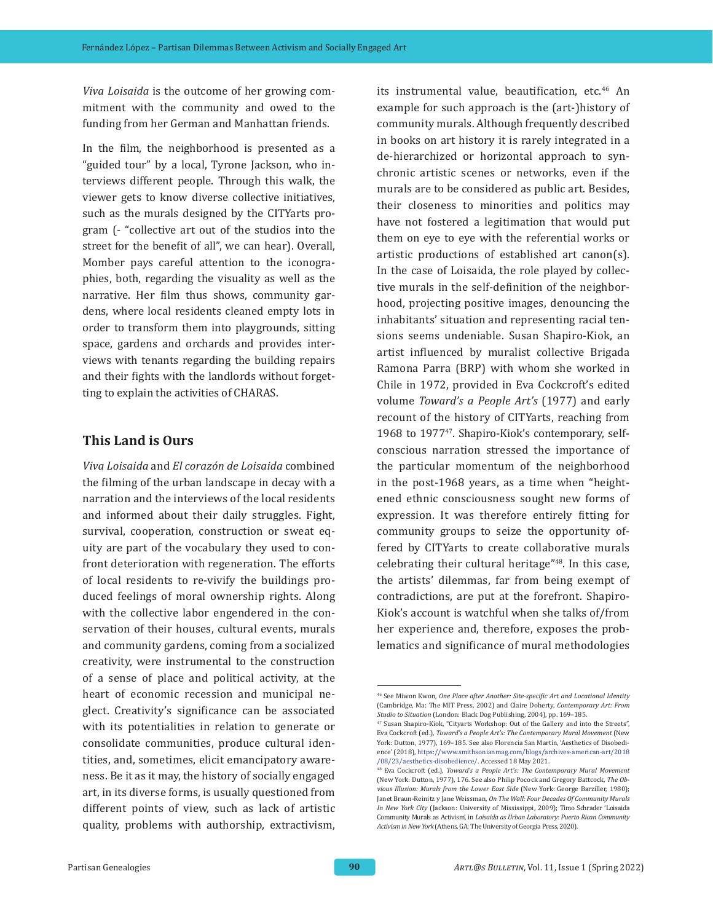*Viva Loisaida* is the outcome of her growing commitment with the community and owed to the funding from her German and Manhattan friends.

In the film, the neighborhood is presented as a "guided tour" by a local, Tyrone Jackson, who interviews different people. Through this walk, the viewer gets to know diverse collective initiatives, such as the murals designed by the CITYarts program (- "collective art out of the studios into the street for the benefit of all", we can hear). Overall, Momber pays careful attention to the iconographies, both, regarding the visuality as well as the narrative. Her film thus shows, community gardens, where local residents cleaned empty lots in order to transform them into playgrounds, sitting space, gardens and orchards and provides interviews with tenants regarding the building repairs and their fights with the landlords without forgetting to explain the activities of CHARAS.

## This Land is Ours

*Viva Loisaida* and *El corazón de Loisaida* combined the filming of the urban landscape in decay with a narration and the interviews of the local residents and informed about their daily struggles. Fight, survival, cooperation, construction or sweat equity are part of the vocabulary they used to confront deterioration with regeneration. The efforts of local residents to re-vivify the buildings produced feelings of moral ownership rights. Along with the collective labor engendered in the conservation of their houses, cultural events, murals and community gardens, coming from a socialized creativity, were instrumental to the construction of a sense of place and political activity, at the heart of economic recession and municipal neglect. Creativity's significance can be associated with its potentialities in relation to generate or consolidate communities, produce cultural identities, and, sometimes, elicit emancipatory awareness. Be it as it may, the history of socially engaged art, in its diverse forms, is usually questioned from different points of view, such as lack of artistic quality, problems with authorship, extractivism, its instrumental value, beautification, etc.[46] An example for such approach is the (art-)history of community murals. Although frequently described in books on art history it is rarely integrated in a de-hierarchized or horizontal approach to synchronic artistic scenes or networks, even if the murals are to be considered as public art. Besides, their closeness to minorities and politics may have not fostered a legitimation that would put them on eye to eye with the referential works or artistic productions of established art canon(s). In the case of Loisaida, the role played by collective murals in the self-definition of the neighborhood, projecting positive images, denouncing the inhabitants' situation and representing racial tensions seems undeniable. Susan Shapiro-Kiok, an artist influenced by muralist collective Brigada Ramona Parra (BRP) with whom she worked in Chile in 1972, provided in Eva Cockcroft's edited volume *Toward's a People Art's* (1977) and early recount of the history of CITYarts, reaching from 1968 to 1977[47]. Shapiro-Kiok's contemporary, self-conscious narration stressed the importance of the particular momentum of the neighborhood in the post-1968 years, as a time when "heightened ethnic consciousness sought new forms of expression. It was therefore entirely fitting for community groups to seize the opportunity offered by CITYarts to create collaborative murals celebrating their cultural heritage"[48]. In this case, the artists' dilemmas, far from being exempt of contradictions, are put at the forefront. Shapiro-Kiok's account is watchful when she talks of/from her experience and, therefore, exposes the problematics and significance of mural methodologies

---

[46] See Miwon Kwon, *One Place after Another: Site-specific Art and Locational Identity* (Cambridge, Ma: The MIT Press, 2002) and Claire Doherty, *Contemporary Art: From Studio to Situation* (London: Black Dog Publishing, 2004), pp. 169–185.

[47] Susan Shapiro-Kiok, "Cityarts Workshop: Out of the Gallery and into the Streets", Eva Cockcroft (ed.), *Toward's a People Art's: The Contemporary Mural Movement* (New York: Dutton, 1977), 169–185. See also Florencia San Martín, 'Aesthetics of Disobedience' (2018), https://www.smithsonianmag.com/blogs/archives-american-art/2018/08/23/aesthetics-disobedience/. Accessed 18 May 2021.

[48] Eva Cockcroft (ed.), *Toward's a People Art's: The Contemporary Mural Movement* (New York: Dutton, 1977), 176. See also Philip Pocock and Gregory Battcock, *The Obvious Illusion: Murals from the Lower East Side* (New York: George Barziller, 1980); Janet Braun-Reinitz y Jane Weissman, *On The Wall: Four Decades Of Community Murals In New York City* (Jackson: University of Mississippi, 2009); Timo Schrader 'Loisaida Community Murals as Activism', in *Loisaida as Urban Laboratory: Puerto Rican Community Activism in New York* (Athens, GA: The University of Georgia Press, 2020).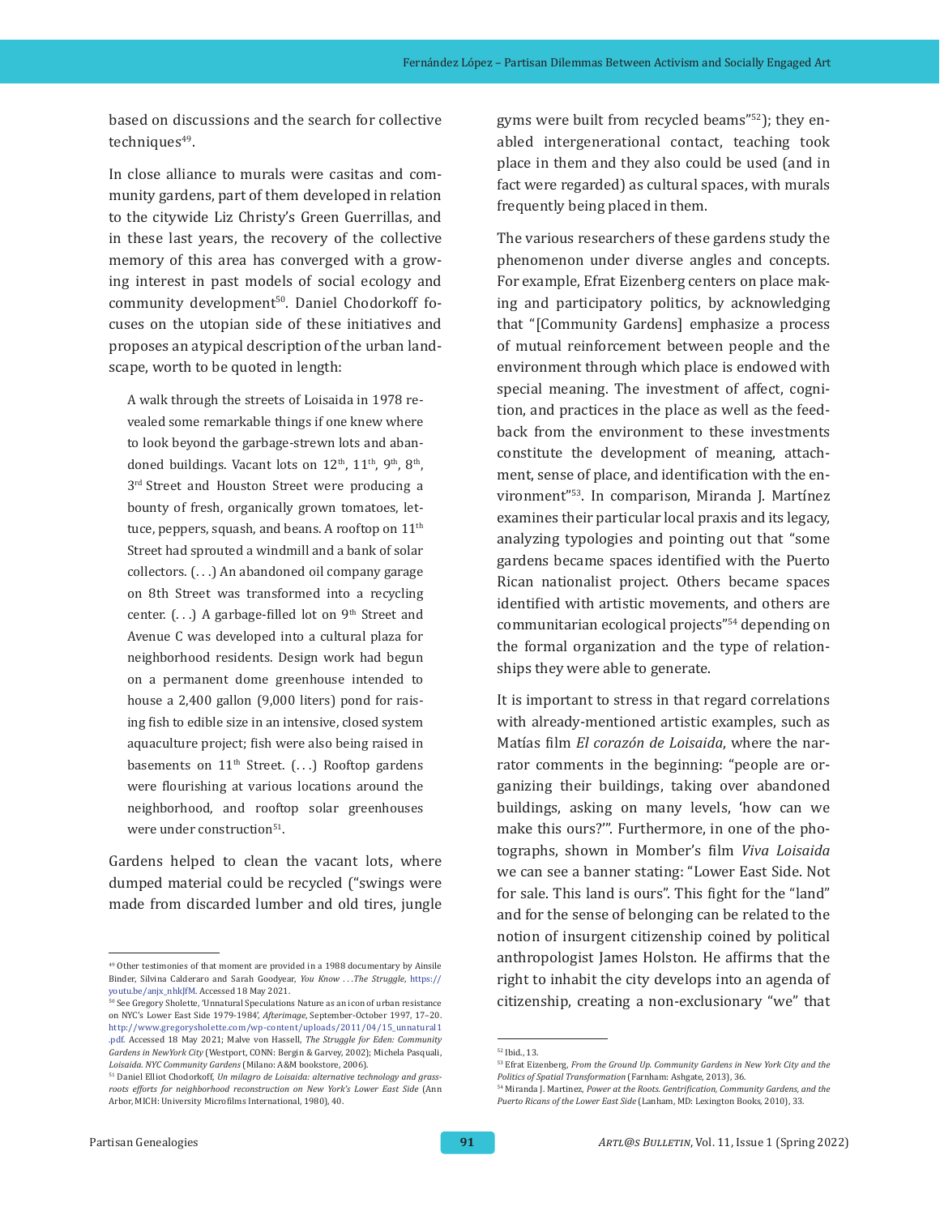based on discussions and the search for collective techniques[49].

In close alliance to murals were casitas and community gardens, part of them developed in relation to the citywide Liz Christy's Green Guerrillas, and in these last years, the recovery of the collective memory of this area has converged with a growing interest in past models of social ecology and community development[50]. Daniel Chodorkoff focuses on the utopian side of these initiatives and proposes an atypical description of the urban landscape, worth to be quoted in length:

> A walk through the streets of Loisaida in 1978 revealed some remarkable things if one knew where to look beyond the garbage-strewn lots and abandoned buildings. Vacant lots on 12th, 11th, 9th, 8th, 3rd Street and Houston Street were producing a bounty of fresh, organically grown tomatoes, lettuce, peppers, squash, and beans. A rooftop on 11th Street had sprouted a windmill and a bank of solar collectors. (. . .) An abandoned oil company garage on 8th Street was transformed into a recycling center. (. . .) A garbage-filled lot on 9th Street and Avenue C was developed into a cultural plaza for neighborhood residents. Design work had begun on a permanent dome greenhouse intended to house a 2,400 gallon (9,000 liters) pond for raising fish to edible size in an intensive, closed system aquaculture project; fish were also being raised in basements on 11th Street. (. . .) Rooftop gardens were flourishing at various locations around the neighborhood, and rooftop solar greenhouses were under construction[51].

Gardens helped to clean the vacant lots, where dumped material could be recycled ("swings were made from discarded lumber and old tires, jungle gyms were built from recycled beams"[52]); they enabled intergenerational contact, teaching took place in them and they also could be used (and in fact were regarded) as cultural spaces, with murals frequently being placed in them.

The various researchers of these gardens study the phenomenon under diverse angles and concepts. For example, Efrat Eizenberg centers on place making and participatory politics, by acknowledging that "[Community Gardens] emphasize a process of mutual reinforcement between people and the environment through which place is endowed with special meaning. The investment of affect, cognition, and practices in the place as well as the feedback from the environment to these investments constitute the development of meaning, attachment, sense of place, and identification with the environment"[53]. In comparison, Miranda J. Martínez examines their particular local praxis and its legacy, analyzing typologies and pointing out that "some gardens became spaces identified with the Puerto Rican nationalist project. Others became spaces identified with artistic movements, and others are communitarian ecological projects"[54] depending on the formal organization and the type of relationships they were able to generate.

It is important to stress in that regard correlations with already-mentioned artistic examples, such as Matías film *El corazón de Loisaida*, where the narrator comments in the beginning: "people are organizing their buildings, taking over abandoned buildings, asking on many levels, 'how can we make this ours?'". Furthermore, in one of the photographs, shown in Momber's film *Viva Loisaida* we can see a banner stating: "Lower East Side. Not for sale. This land is ours". This fight for the "land" and for the sense of belonging can be related to the notion of insurgent citizenship coined by political anthropologist James Holston. He affirms that the right to inhabit the city develops into an agenda of citizenship, creating a non-exclusionary "we" that

---

[49] Other testimonies of that moment are provided in a 1988 documentary by Ainsile Binder, Silvina Calderaro and Sarah Goodyear, *You Know . . .The Struggle*, https://youtu.be/anjx_nhkJfM. Accessed 18 May 2021.

[50] See Gregory Sholette, 'Unnatural Speculations Nature as an icon of urban resistance on NYC's Lower East Side 1979-1984', *Afterimage*, September-October 1997, 17–20. http://www.gregorysholette.com/wp-content/uploads/2011/04/15_unnatural1.pdf. Accessed 18 May 2021; Malve von Hassell, *The Struggle for Eden: Community Gardens in NewYork City* (Westport, CONN: Bergin & Garvey, 2002); Michela Pasquali, *Loisaida. NYC Community Gardens* (Milano: A&M bookstore, 2006).

[51] Daniel Elliot Chodorkoff, *Un milagro de Loisaida: alternative technology and grassroots efforts for neighborhood reconstruction on New York's Lower East Side* (Ann Arbor, MICH: University Microfilms International, 1980), 40.

[52] Ibid., 13.

[53] Efrat Eizenberg, *From the Ground Up. Community Gardens in New York City and the Politics of Spatial Transformation* (Farnham: Ashgate, 2013), 36.

[54] Miranda J. Martinez, *Power at the Roots. Gentrification, Community Gardens, and the Puerto Ricans of the Lower East Side* (Lanham, MD: Lexington Books, 2010), 33.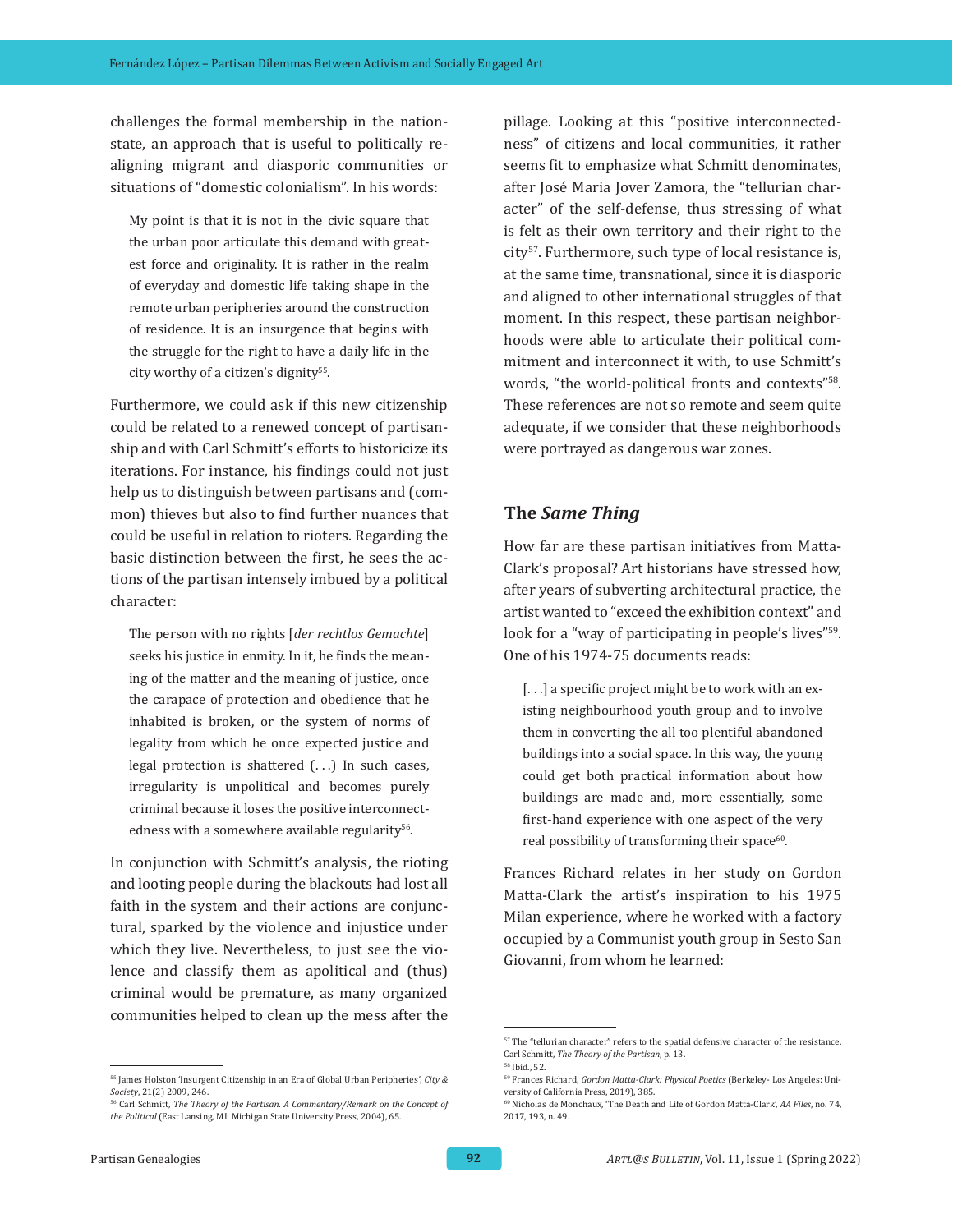challenges the formal membership in the nation-state, an approach that is useful to politically re-aligning migrant and diasporic communities or situations of "domestic colonialism". In his words:

> My point is that it is not in the civic square that the urban poor articulate this demand with greatest force and originality. It is rather in the realm of everyday and domestic life taking shape in the remote urban peripheries around the construction of residence. It is an insurgence that begins with the struggle for the right to have a daily life in the city worthy of a citizen's dignity[55].

Furthermore, we could ask if this new citizenship could be related to a renewed concept of partisanship and with Carl Schmitt's efforts to historicize its iterations. For instance, his findings could not just help us to distinguish between partisans and (common) thieves but also to find further nuances that could be useful in relation to rioters. Regarding the basic distinction between the first, he sees the actions of the partisan intensely imbued by a political character:

> The person with no rights [*der rechtlos Gemachte*] seeks his justice in enmity. In it, he finds the meaning of the matter and the meaning of justice, once the carapace of protection and obedience that he inhabited is broken, or the system of norms of legality from which he once expected justice and legal protection is shattered (. . .) In such cases, irregularity is unpolitical and becomes purely criminal because it loses the positive interconnectedness with a somewhere available regularity[56].

In conjunction with Schmitt's analysis, the rioting and looting people during the blackouts had lost all faith in the system and their actions are conjunctural, sparked by the violence and injustice under which they live. Nevertheless, to just see the violence and classify them as apolitical and (thus) criminal would be premature, as many organized communities helped to clean up the mess after the pillage. Looking at this "positive interconnectedness" of citizens and local communities, it rather seems fit to emphasize what Schmitt denominates, after José Maria Jover Zamora, the "tellurian character" of the self-defense, thus stressing of what is felt as their own territory and their right to the city[57]. Furthermore, such type of local resistance is, at the same time, transnational, since it is diasporic and aligned to other international struggles of that moment. In this respect, these partisan neighborhoods were able to articulate their political commitment and interconnect it with, to use Schmitt's words, "the world-political fronts and contexts"[58]. These references are not so remote and seem quite adequate, if we consider that these neighborhoods were portrayed as dangerous war zones.

## The *Same Thing*

How far are these partisan initiatives from Matta-Clark's proposal? Art historians have stressed how, after years of subverting architectural practice, the artist wanted to "exceed the exhibition context" and look for a "way of participating in people's lives"[59]. One of his 1974-75 documents reads:

> [. . .] a specific project might be to work with an existing neighbourhood youth group and to involve them in converting the all too plentiful abandoned buildings into a social space. In this way, the young could get both practical information about how buildings are made and, more essentially, some first-hand experience with one aspect of the very real possibility of transforming their space[60].

Frances Richard relates in her study on Gordon Matta-Clark the artist's inspiration to his 1975 Milan experience, where he worked with a factory occupied by a Communist youth group in Sesto San Giovanni, from whom he learned:

---

[55] James Holston 'Insurgent Citizenship in an Era of Global Urban Peripheries', *City & Society*, 21(2) 2009, 246.

[56] Carl Schmitt, *The Theory of the Partisan. A Commentary/Remark on the Concept of the Political* (East Lansing, MI: Michigan State University Press, 2004), 65.

[57] The "tellurian character" refers to the spatial defensive character of the resistance. Carl Schmitt, *The Theory of the Partisan*, p. 13.

[58] Ibid., 52.

[59] Frances Richard, *Gordon Matta-Clark: Physical Poetics* (Berkeley- Los Angeles: University of California Press, 2019), 385.

[60] Nicholas de Monchaux, 'The Death and Life of Gordon Matta-Clark', *AA Files*, no. 74, 2017, 193, n. 49.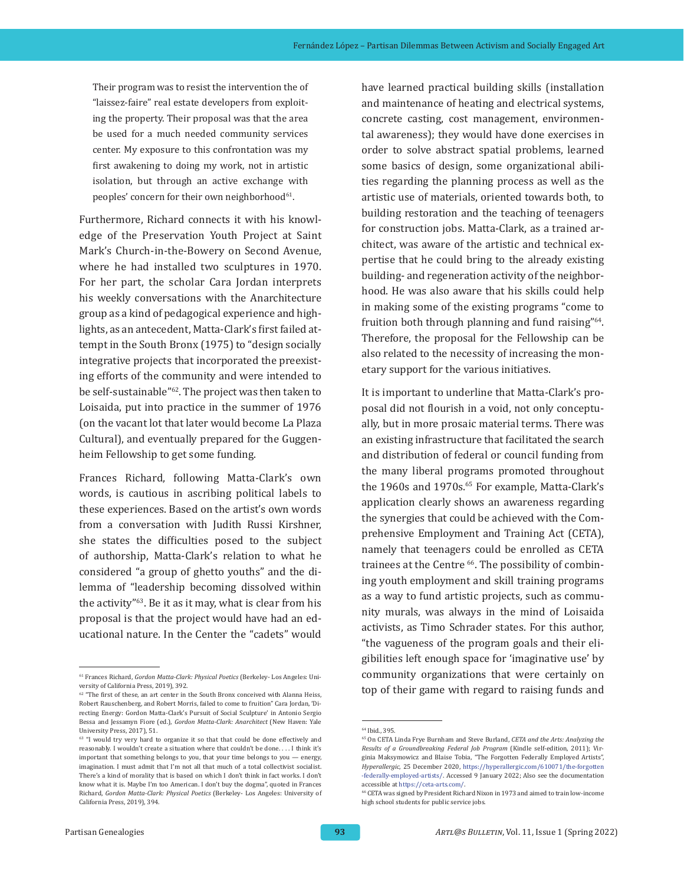> Their program was to resist the intervention the of "laissez-faire" real estate developers from exploiting the property. Their proposal was that the area be used for a much needed community services center. My exposure to this confrontation was my first awakening to doing my work, not in artistic isolation, but through an active exchange with peoples' concern for their own neighborhood[61].

Furthermore, Richard connects it with his knowledge of the Preservation Youth Project at Saint Mark's Church-in-the-Bowery on Second Avenue, where he had installed two sculptures in 1970. For her part, the scholar Cara Jordan interprets his weekly conversations with the Anarchitecture group as a kind of pedagogical experience and highlights, as an antecedent, Matta-Clark's first failed attempt in the South Bronx (1975) to "design socially integrative projects that incorporated the preexisting efforts of the community and were intended to be self-sustainable"[62]. The project was then taken to Loisaida, put into practice in the summer of 1976 (on the vacant lot that later would become La Plaza Cultural), and eventually prepared for the Guggenheim Fellowship to get some funding.

Frances Richard, following Matta-Clark's own words, is cautious in ascribing political labels to these experiences. Based on the artist's own words from a conversation with Judith Russi Kirshner, she states the difficulties posed to the subject of authorship, Matta-Clark's relation to what he considered "a group of ghetto youths" and the dilemma of "leadership becoming dissolved within the activity"[63]. Be it as it may, what is clear from his proposal is that the project would have had an educational nature. In the Center the "cadets" would have learned practical building skills (installation and maintenance of heating and electrical systems, concrete casting, cost management, environmental awareness); they would have done exercises in order to solve abstract spatial problems, learned some basics of design, some organizational abilities regarding the planning process as well as the artistic use of materials, oriented towards both, to building restoration and the teaching of teenagers for construction jobs. Matta-Clark, as a trained architect, was aware of the artistic and technical expertise that he could bring to the already existing building- and regeneration activity of the neighborhood. He was also aware that his skills could help in making some of the existing programs "come to fruition both through planning and fund raising"[64]. Therefore, the proposal for the Fellowship can be also related to the necessity of increasing the monetary support for the various initiatives.

It is important to underline that Matta-Clark's proposal did not flourish in a void, not only conceptually, but in more prosaic material terms. There was an existing infrastructure that facilitated the search and distribution of federal or council funding from the many liberal programs promoted throughout the 1960s and 1970s.[65] For example, Matta-Clark's application clearly shows an awareness regarding the synergies that could be achieved with the Comprehensive Employment and Training Act (CETA), namely that teenagers could be enrolled as CETA trainees at the Centre [66]. The possibility of combining youth employment and skill training programs as a way to fund artistic projects, such as community murals, was always in the mind of Loisaida activists, as Timo Schrader states. For this author, "the vagueness of the program goals and their eligibilities left enough space for 'imaginative use' by community organizations that were certainly on top of their game with regard to raising funds and

---

[61] Frances Richard, *Gordon Matta-Clark: Physical Poetics* (Berkeley- Los Angeles: University of California Press, 2019), 392.

[62] "The first of these, an art center in the South Bronx conceived with Alanna Heiss, Robert Rauschenberg, and Robert Morris, failed to come to fruition" Cara Jordan, 'Directing Energy: Gordon Matta-Clark's Pursuit of Social Sculpture' in Antonio Sergio Bessa and Jessamyn Fiore (ed.), *Gordon Matta-Clark: Anarchitect* (New Haven: Yale University Press, 2017), 51.

[63] "I would try very hard to organize it so that that could be done effectively and reasonably. I wouldn't create a situation where that couldn't be done. . . . I think it's important that something belongs to you, that your time belongs to you — energy, imagination. I must admit that I'm not all that much of a total collectivist socialist. There's a kind of morality that is based on which I don't think in fact works. I don't know what it is. Maybe I'm too American. I don't buy the dogma", quoted in Frances Richard, *Gordon Matta-Clark: Physical Poetics* (Berkeley- Los Angeles: University of California Press, 2019), 394.

[64] Ibid., 395.

[65] On CETA Linda Frye Burnham and Steve Burland, *CETA and the Arts: Analyzing the Results of a Groundbreaking Federal Job Program* (Kindle self-edition, 2011); Virginia Maksymowicz and Blaise Tobia, "The Forgotten Federally Employed Artists", *Hyperallergic*, 25 December 2020, https://hyperallergic.com/610071/the-forgotten-federally-employed-artists/. Accessed 9 January 2022; Also see the documentation accessible at https://ceta-arts.com/.

[66] CETA was signed by President Richard Nixon in 1973 and aimed to train low-income high school students for public service jobs.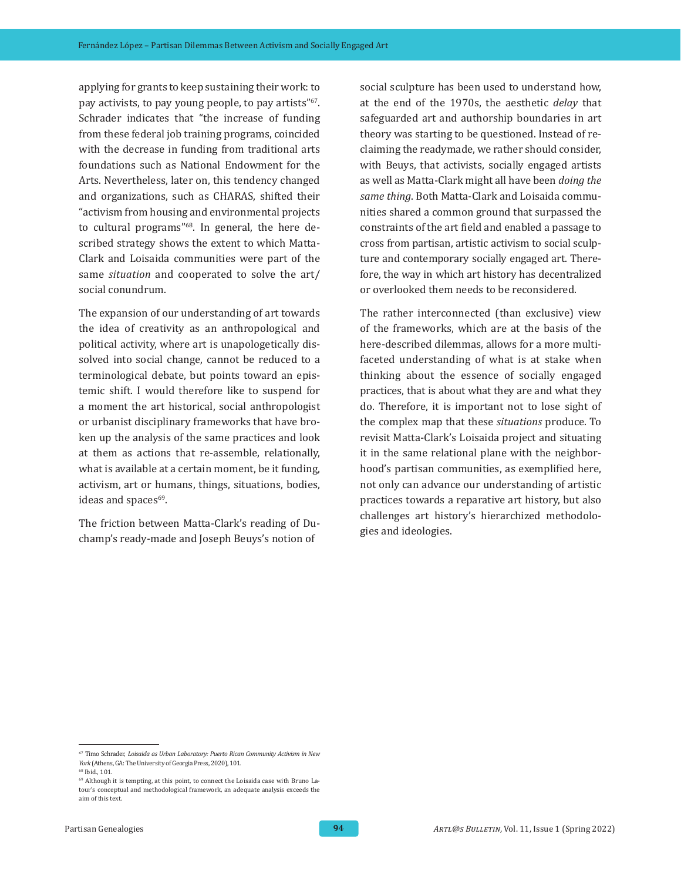applying for grants to keep sustaining their work: to pay activists, to pay young people, to pay artists"[67]. Schrader indicates that "the increase of funding from these federal job training programs, coincided with the decrease in funding from traditional arts foundations such as National Endowment for the Arts. Nevertheless, later on, this tendency changed and organizations, such as CHARAS, shifted their "activism from housing and environmental projects to cultural programs"[68]. In general, the here described strategy shows the extent to which Matta-Clark and Loisaida communities were part of the same *situation* and cooperated to solve the art/social conundrum.

The expansion of our understanding of art towards the idea of creativity as an anthropological and political activity, where art is unapologetically dissolved into social change, cannot be reduced to a terminological debate, but points toward an epistemic shift. I would therefore like to suspend for a moment the art historical, social anthropologist or urbanist disciplinary frameworks that have broken up the analysis of the same practices and look at them as actions that re-assemble, relationally, what is available at a certain moment, be it funding, activism, art or humans, things, situations, bodies, ideas and spaces[69].

The friction between Matta-Clark's reading of Duchamp's ready-made and Joseph Beuys's notion of social sculpture has been used to understand how, at the end of the 1970s, the aesthetic *delay* that safeguarded art and authorship boundaries in art theory was starting to be questioned. Instead of reclaiming the readymade, we rather should consider, with Beuys, that activists, socially engaged artists as well as Matta-Clark might all have been *doing the same thing*. Both Matta-Clark and Loisaida communities shared a common ground that surpassed the constraints of the art field and enabled a passage to cross from partisan, artistic activism to social sculpture and contemporary socially engaged art. Therefore, the way in which art history has decentralized or overlooked them needs to be reconsidered.

The rather interconnected (than exclusive) view of the frameworks, which are at the basis of the here-described dilemmas, allows for a more multifaceted understanding of what is at stake when thinking about the essence of socially engaged practices, that is about what they are and what they do. Therefore, it is important not to lose sight of the complex map that these *situations* produce. To revisit Matta-Clark's Loisaida project and situating it in the same relational plane with the neighborhood's partisan communities, as exemplified here, not only can advance our understanding of artistic practices towards a reparative art history, but also challenges art history's hierarchized methodologies and ideologies.

---

[67] Timo Schrader, *Loisaida as Urban Laboratory: Puerto Rican Community Activism in New York* (Athens, GA: The University of Georgia Press, 2020), 101.

[68] Ibid., 101.

[69] Although it is tempting, at this point, to connect the Loisaida case with Bruno Latour's conceptual and methodological framework, an adequate analysis exceeds the aim of this text.